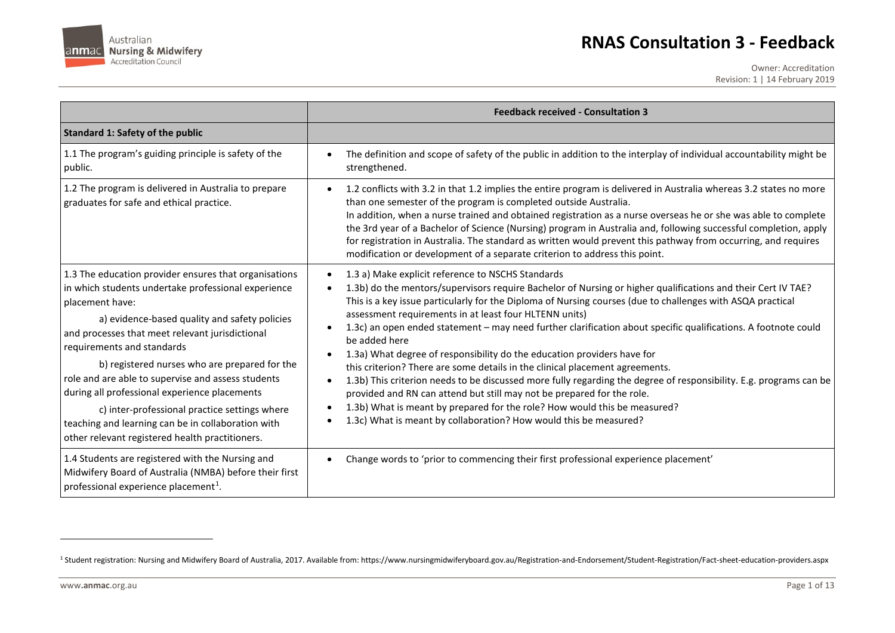# RNAS Consultation 3 - Feedback

Owner: Accreditation
Revision: 1 | 14 February 2019

| | Feedback received - Consultation 3 |
|---|---|
| **Standard 1: Safety of the public** | |
| 1.1 The program's guiding principle is safety of the public. | • The definition and scope of safety of the public in addition to the interplay of individual accountability might be strengthened. |
| 1.2 The program is delivered in Australia to prepare graduates for safe and ethical practice. | • 1.2 conflicts with 3.2 in that 1.2 implies the entire program is delivered in Australia whereas 3.2 states no more than one semester of the program is completed outside Australia. In addition, when a nurse trained and obtained registration as a nurse overseas he or she was able to complete the 3rd year of a Bachelor of Science (Nursing) program in Australia and, following successful completion, apply for registration in Australia. The standard as written would prevent this pathway from occurring, and requires modification or development of a separate criterion to address this point. |
| 1.3 The education provider ensures that organisations in which students undertake professional experience placement have: a) evidence-based quality and safety policies and processes that meet relevant jurisdictional requirements and standards b) registered nurses who are prepared for the role and are able to supervise and assess students during all professional experience placements c) inter-professional practice settings where teaching and learning can be in collaboration with other relevant registered health practitioners. | • 1.3 a) Make explicit reference to NSCHS Standards<br>• 1.3b) do the mentors/supervisors require Bachelor of Nursing or higher qualifications and their Cert IV TAE? This is a key issue particularly for the Diploma of Nursing courses (due to challenges with ASQA practical assessment requirements in at least four HLTENN units)<br>• 1.3c) an open ended statement – may need further clarification about specific qualifications. A footnote could be added here<br>• 1.3a) What degree of responsibility do the education providers have for this criterion? There are some details in the clinical placement agreements.<br>• 1.3b) This criterion needs to be discussed more fully regarding the degree of responsibility. E.g. programs can be provided and RN can attend but still may not be prepared for the role.<br>• 1.3b) What is meant by prepared for the role? How would this be measured?<br>• 1.3c) What is meant by collaboration? How would this be measured? |
| 1.4 Students are registered with the Nursing and Midwifery Board of Australia (NMBA) before their first professional experience placement[1]. | • Change words to 'prior to commencing their first professional experience placement' |

[1] Student registration: Nursing and Midwifery Board of Australia, 2017. Available from: https://www.nursingmidwiferyboard.gov.au/Registration-and-Endorsement/Student-Registration/Fact-sheet-education-providers.aspx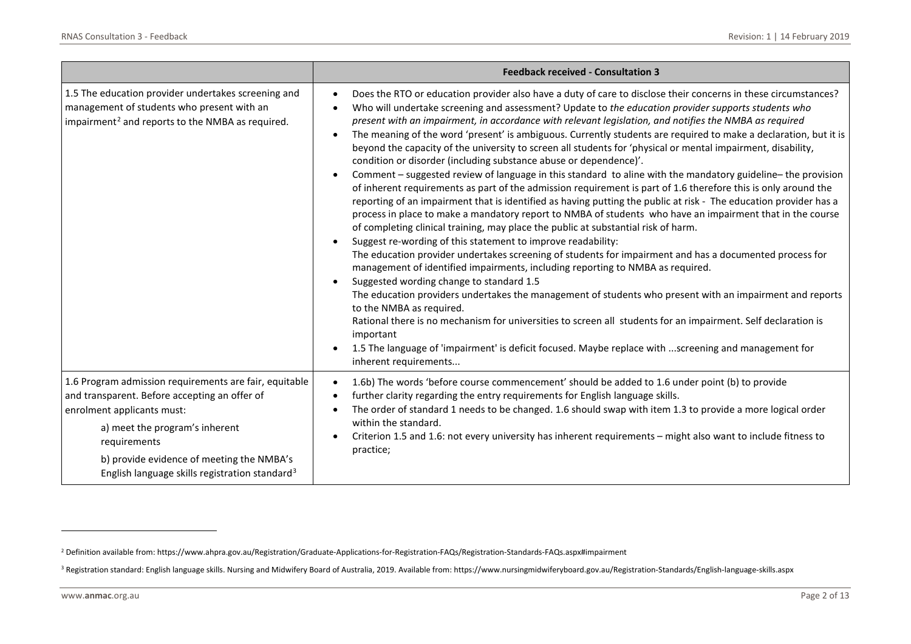| | Feedback received - Consultation 3 |
|---|---|
| 1.5 The education provider undertakes screening and management of students who present with an impairment[2] and reports to the NMBA as required. | • Does the RTO or education provider also have a duty of care to disclose their concerns in these circumstances?<br>• Who will undertake screening and assessment? Update to *the education provider supports students who present with an impairment, in accordance with relevant legislation, and notifies the NMBA as required*<br>• The meaning of the word 'present' is ambiguous. Currently students are required to make a declaration, but it is beyond the capacity of the university to screen all students for 'physical or mental impairment, disability, condition or disorder (including substance abuse or dependence)'.<br>• Comment – suggested review of language in this standard to aline with the mandatory guideline– the provision of inherent requirements as part of the admission requirement is part of 1.6 therefore this is only around the reporting of an impairment that is identified as having putting the public at risk - The education provider has a process in place to make a mandatory report to NMBA of students who have an impairment that in the course of completing clinical training, may place the public at substantial risk of harm.<br>• Suggest re-wording of this statement to improve readability:<br>The education provider undertakes screening of students for impairment and has a documented process for management of identified impairments, including reporting to NMBA as required.<br>• Suggested wording change to standard 1.5<br>The education providers undertakes the management of students who present with an impairment and reports to the NMBA as required.<br>Rational there is no mechanism for universities to screen all students for an impairment. Self declaration is important<br>• 1.5 The language of 'impairment' is deficit focused. Maybe replace with ...screening and management for inherent requirements... |
| 1.6 Program admission requirements are fair, equitable and transparent. Before accepting an offer of enrolment applicants must:<br>a) meet the program's inherent requirements<br>b) provide evidence of meeting the NMBA's English language skills registration standard[3] | • 1.6b) The words 'before course commencement' should be added to 1.6 under point (b) to provide<br>• further clarity regarding the entry requirements for English language skills.<br>• The order of standard 1 needs to be changed. 1.6 should swap with item 1.3 to provide a more logical order within the standard.<br>• Criterion 1.5 and 1.6: not every university has inherent requirements – might also want to include fitness to practice; |

[2] Definition available from: https://www.ahpra.gov.au/Registration/Graduate-Applications-for-Registration-FAQs/Registration-Standards-FAQs.aspx#impairment

[3] Registration standard: English language skills. Nursing and Midwifery Board of Australia, 2019. Available from: https://www.nursingmidwiferyboard.gov.au/Registration-Standards/English-language-skills.aspx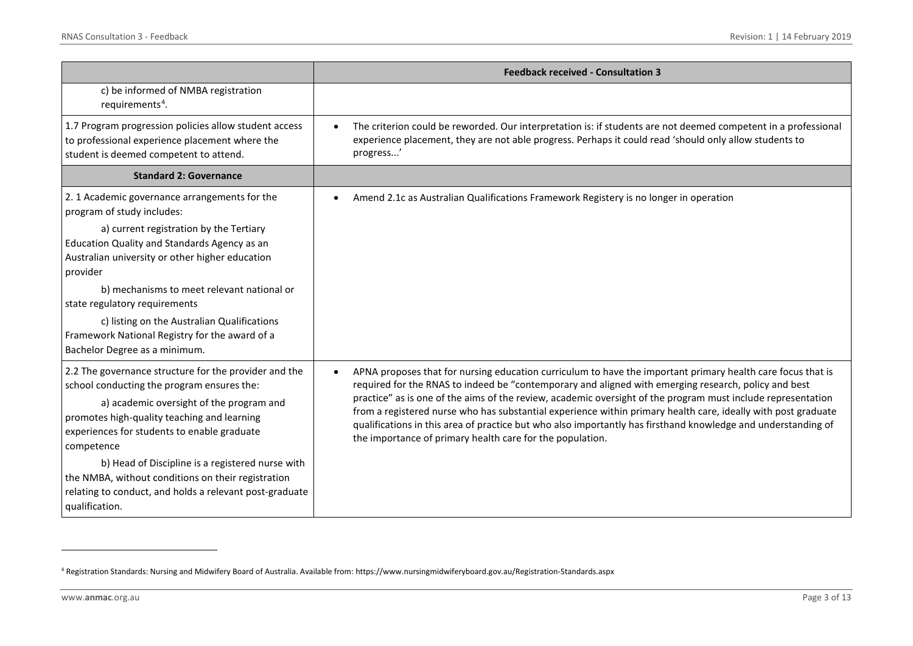| | Feedback received - Consultation 3 |
|---|---|
| c) be informed of NMBA registration requirements[4]. | |
| 1.7 Program progression policies allow student access to professional experience placement where the student is deemed competent to attend. | • The criterion could be reworded. Our interpretation is: if students are not deemed competent in a professional experience placement, they are not able progress. Perhaps it could read 'should only allow students to progress...' |
| **Standard 2: Governance** | |
| 2. 1 Academic governance arrangements for the program of study includes:<br>a) current registration by the Tertiary Education Quality and Standards Agency as an Australian university or other higher education provider<br>b) mechanisms to meet relevant national or state regulatory requirements<br>c) listing on the Australian Qualifications Framework National Registry for the award of a Bachelor Degree as a minimum. | • Amend 2.1c as Australian Qualifications Framework Registery is no longer in operation |
| 2.2 The governance structure for the provider and the school conducting the program ensures the:<br>a) academic oversight of the program and promotes high-quality teaching and learning experiences for students to enable graduate competence<br>b) Head of Discipline is a registered nurse with the NMBA, without conditions on their registration relating to conduct, and holds a relevant post-graduate qualification. | • APNA proposes that for nursing education curriculum to have the important primary health care focus that is required for the RNAS to indeed be "contemporary and aligned with emerging research, policy and best practice" as is one of the aims of the review, academic oversight of the program must include representation from a registered nurse who has substantial experience within primary health care, ideally with post graduate qualifications in this area of practice but who also importantly has firsthand knowledge and understanding of the importance of primary health care for the population. |

[4] Registration Standards: Nursing and Midwifery Board of Australia. Available from: https://www.nursingmidwiferyboard.gov.au/Registration-Standards.aspx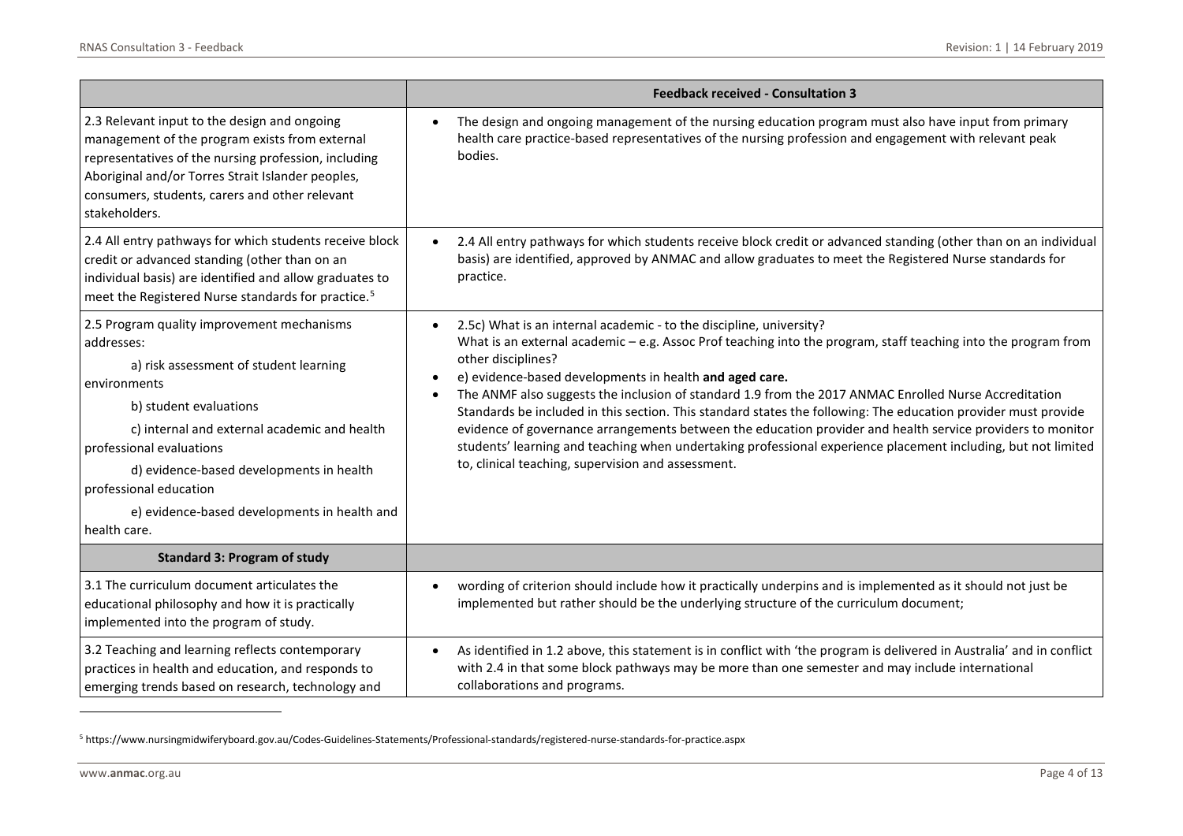| | Feedback received - Consultation 3 |
|---|---|
| 2.3 Relevant input to the design and ongoing management of the program exists from external representatives of the nursing profession, including Aboriginal and/or Torres Strait Islander peoples, consumers, students, carers and other relevant stakeholders. | • The design and ongoing management of the nursing education program must also have input from primary health care practice-based representatives of the nursing profession and engagement with relevant peak bodies. |
| 2.4 All entry pathways for which students receive block credit or advanced standing (other than on an individual basis) are identified and allow graduates to meet the Registered Nurse standards for practice.[5] | • 2.4 All entry pathways for which students receive block credit or advanced standing (other than on an individual basis) are identified, approved by ANMAC and allow graduates to meet the Registered Nurse standards for practice. |
| 2.5 Program quality improvement mechanisms addresses:<br>a) risk assessment of student learning environments<br>b) student evaluations<br>c) internal and external academic and health professional evaluations<br>d) evidence-based developments in health professional education<br>e) evidence-based developments in health and health care. | • 2.5c) What is an internal academic - to the discipline, university? What is an external academic – e.g. Assoc Prof teaching into the program, staff teaching into the program from other disciplines?<br>• e) evidence-based developments in health **and aged care.**<br>• The ANMF also suggests the inclusion of standard 1.9 from the 2017 ANMAC Enrolled Nurse Accreditation Standards be included in this section. This standard states the following: The education provider must provide evidence of governance arrangements between the education provider and health service providers to monitor students' learning and teaching when undertaking professional experience placement including, but not limited to, clinical teaching, supervision and assessment. |
| **Standard 3: Program of study** | |
| 3.1 The curriculum document articulates the educational philosophy and how it is practically implemented into the program of study. | • wording of criterion should include how it practically underpins and is implemented as it should not just be implemented but rather should be the underlying structure of the curriculum document; |
| 3.2 Teaching and learning reflects contemporary practices in health and education, and responds to emerging trends based on research, technology and | • As identified in 1.2 above, this statement is in conflict with 'the program is delivered in Australia' and in conflict with 2.4 in that some block pathways may be more than one semester and may include international collaborations and programs. |

[5] https://www.nursingmidwiferyboard.gov.au/Codes-Guidelines-Statements/Professional-standards/registered-nurse-standards-for-practice.aspx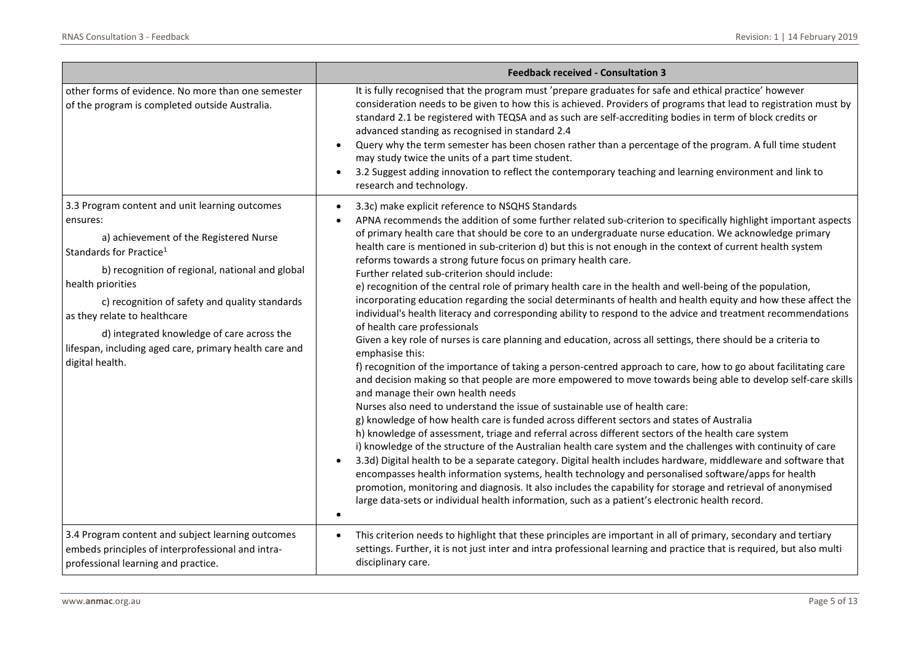| | Feedback received - Consultation 3 |
|---|---|
| other forms of evidence. No more than one semester of the program is completed outside Australia. | It is fully recognised that the program must 'prepare graduates for safe and ethical practice' however consideration needs to be given to how this is achieved. Providers of programs that lead to registration must by standard 2.1 be registered with TEQSA and as such are self-accrediting bodies in term of block credits or advanced standing as recognised in standard 2.4<br>• Query why the term semester has been chosen rather than a percentage of the program. A full time student may study twice the units of a part time student.<br>• 3.2 Suggest adding innovation to reflect the contemporary teaching and learning environment and link to research and technology. |
| 3.3 Program content and unit learning outcomes ensures:<br>a) achievement of the Registered Nurse Standards for Practice[1]<br>b) recognition of regional, national and global health priorities<br>c) recognition of safety and quality standards as they relate to healthcare<br>d) integrated knowledge of care across the lifespan, including aged care, primary health care and digital health. | • 3.3c) make explicit reference to NSQHS Standards<br>• APNA recommends the addition of some further related sub-criterion to specifically highlight important aspects of primary health care that should be core to an undergraduate nurse education. We acknowledge primary health care is mentioned in sub-criterion d) but this is not enough in the context of current health system reforms towards a strong future focus on primary health care.<br>Further related sub-criterion should include:<br>e) recognition of the central role of primary health care in the health and well-being of the population, incorporating education regarding the social determinants of health and health equity and how these affect the individual's health literacy and corresponding ability to respond to the advice and treatment recommendations of health care professionals<br>Given a key role of nurses is care planning and education, across all settings, there should be a criteria to emphasise this:<br>f) recognition of the importance of taking a person-centred approach to care, how to go about facilitating care and decision making so that people are more empowered to move towards being able to develop self-care skills and manage their own health needs<br>Nurses also need to understand the issue of sustainable use of health care:<br>g) knowledge of how health care is funded across different sectors and states of Australia<br>h) knowledge of assessment, triage and referral across different sectors of the health care system<br>i) knowledge of the structure of the Australian health care system and the challenges with continuity of care<br>• 3.3d) Digital health to be a separate category. Digital health includes hardware, middleware and software that encompasses health information systems, health technology and personalised software/apps for health promotion, monitoring and diagnosis. It also includes the capability for storage and retrieval of anonymised large data-sets or individual health information, such as a patient's electronic health record.<br>• |
| 3.4 Program content and subject learning outcomes embeds principles of interprofessional and intra-professional learning and practice. | • This criterion needs to highlight that these principles are important in all of primary, secondary and tertiary settings. Further, it is not just inter and intra professional learning and practice that is required, but also multi disciplinary care. |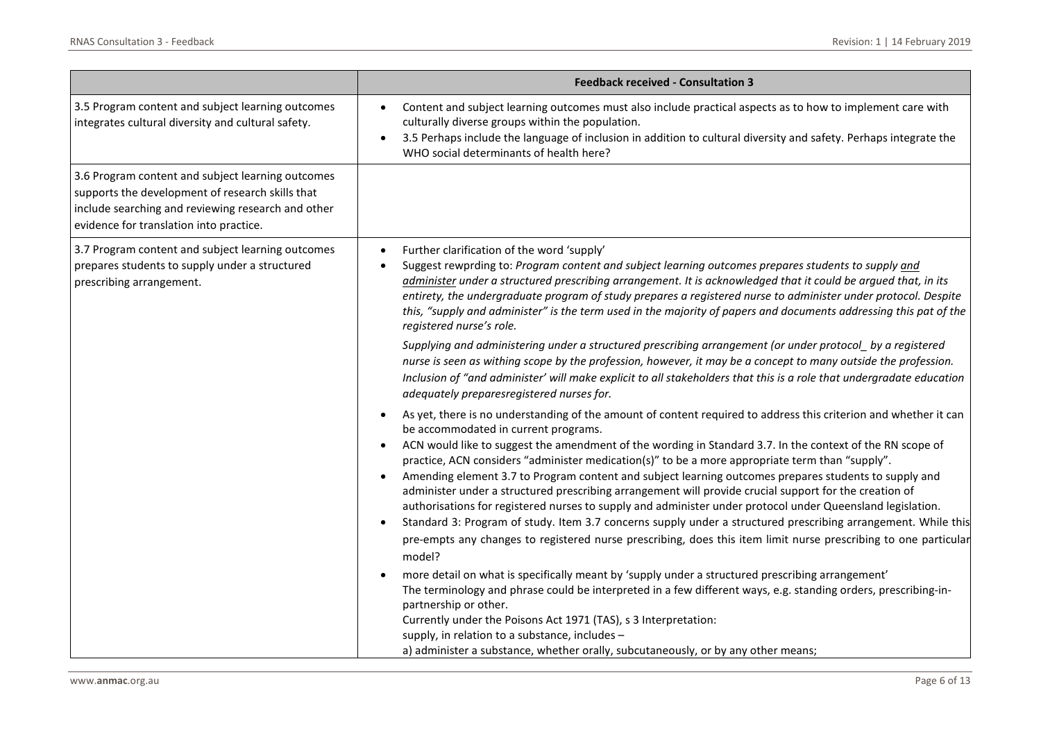| | Feedback received - Consultation 3 |
|---|---|
| 3.5 Program content and subject learning outcomes integrates cultural diversity and cultural safety. | • Content and subject learning outcomes must also include practical aspects as to how to implement care with culturally diverse groups within the population.<br>• 3.5 Perhaps include the language of inclusion in addition to cultural diversity and safety. Perhaps integrate the WHO social determinants of health here? |
| 3.6 Program content and subject learning outcomes supports the development of research skills that include searching and reviewing research and other evidence for translation into practice. | |
| 3.7 Program content and subject learning outcomes prepares students to supply under a structured prescribing arrangement. | • Further clarification of the word 'supply'<br>• Suggest rewprding to: *Program content and subject learning outcomes prepares students to supply <u>and administer</u> under a structured prescribing arrangement. It is acknowledged that it could be argued that, in its entirety, the undergraduate program of study prepares a registered nurse to administer under protocol. Despite this, "supply and administer" is the term used in the majority of papers and documents addressing this pat of the registered nurse's role.*<br><br>*Supplying and administering under a structured prescribing arrangement (or under protocol_ by a registered nurse is seen as withing scope by the profession, however, it may be a concept to many outside the profession. Inclusion of "and administer' will make explicit to all stakeholders that this is a role that undergradate education adequately preparesregistered nurses for.*<br><br>• As yet, there is no understanding of the amount of content required to address this criterion and whether it can be accommodated in current programs.<br>• ACN would like to suggest the amendment of the wording in Standard 3.7. In the context of the RN scope of practice, ACN considers "administer medication(s)" to be a more appropriate term than "supply".<br>• Amending element 3.7 to Program content and subject learning outcomes prepares students to supply and administer under a structured prescribing arrangement will provide crucial support for the creation of authorisations for registered nurses to supply and administer under protocol under Queensland legislation.<br>• Standard 3: Program of study. Item 3.7 concerns supply under a structured prescribing arrangement. While this pre-empts any changes to registered nurse prescribing, does this item limit nurse prescribing to one particular model?<br>• more detail on what is specifically meant by 'supply under a structured prescribing arrangement'<br>The terminology and phrase could be interpreted in a few different ways, e.g. standing orders, prescribing-in-partnership or other.<br>Currently under the Poisons Act 1971 (TAS), s 3 Interpretation:<br>supply, in relation to a substance, includes –<br>a) administer a substance, whether orally, subcutaneously, or by any other means; |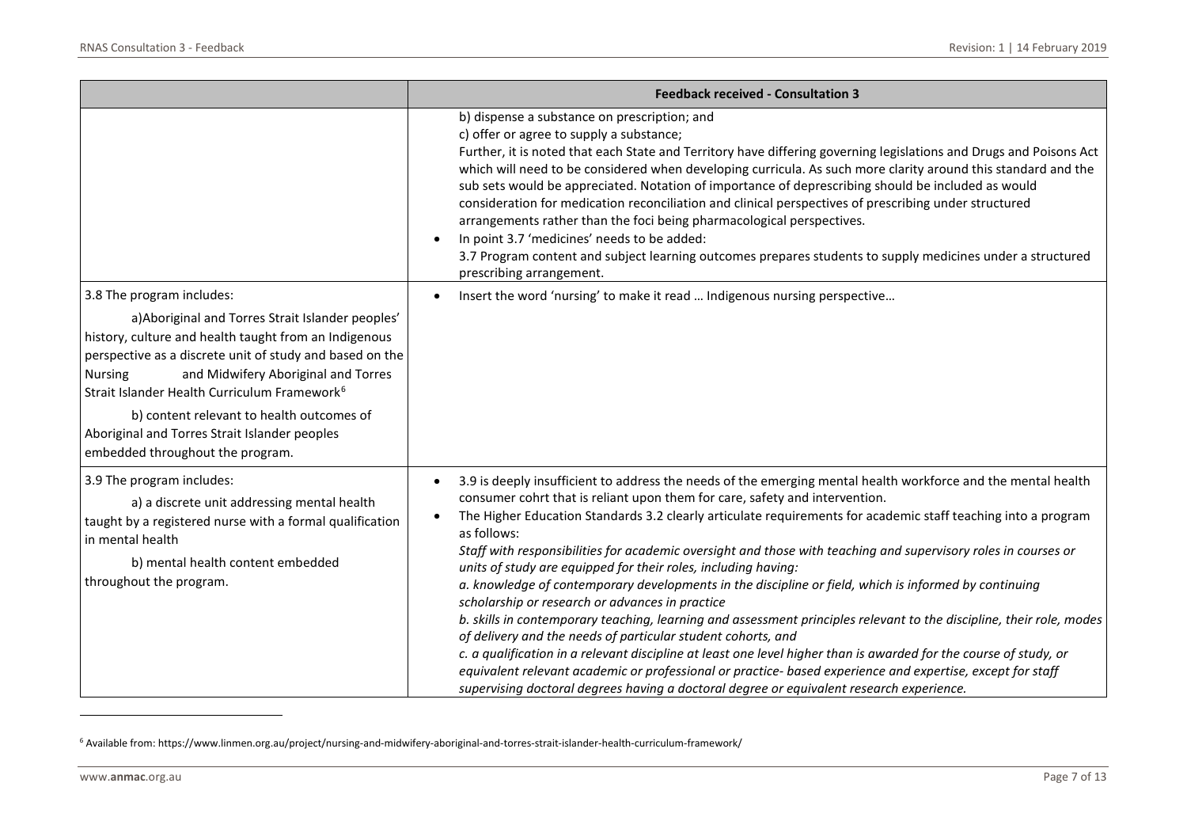| | Feedback received - Consultation 3 |
|---|---|
| | b) dispense a substance on prescription; and<br>c) offer or agree to supply a substance;<br>Further, it is noted that each State and Territory have differing governing legislations and Drugs and Poisons Act which will need to be considered when developing curricula. As such more clarity around this standard and the sub sets would be appreciated. Notation of importance of deprescribing should be included as would consideration for medication reconciliation and clinical perspectives of prescribing under structured arrangements rather than the foci being pharmacological perspectives.<br>• In point 3.7 'medicines' needs to be added:<br>3.7 Program content and subject learning outcomes prepares students to supply medicines under a structured prescribing arrangement. |
| 3.8 The program includes:<br>a) Aboriginal and Torres Strait Islander peoples' history, culture and health taught from an Indigenous perspective as a discrete unit of study and based on the Nursing and Midwifery Aboriginal and Torres Strait Islander Health Curriculum Framework[6]<br>b) content relevant to health outcomes of Aboriginal and Torres Strait Islander peoples embedded throughout the program. | • Insert the word 'nursing' to make it read … Indigenous nursing perspective… |
| 3.9 The program includes:<br>a) a discrete unit addressing mental health taught by a registered nurse with a formal qualification in mental health<br>b) mental health content embedded throughout the program. | • 3.9 is deeply insufficient to address the needs of the emerging mental health workforce and the mental health consumer cohrt that is reliant upon them for care, safety and intervention.<br>• The Higher Education Standards 3.2 clearly articulate requirements for academic staff teaching into a program as follows:<br>*Staff with responsibilities for academic oversight and those with teaching and supervisory roles in courses or units of study are equipped for their roles, including having:*<br>*a. knowledge of contemporary developments in the discipline or field, which is informed by continuing scholarship or research or advances in practice*<br>*b. skills in contemporary teaching, learning and assessment principles relevant to the discipline, their role, modes of delivery and the needs of particular student cohorts, and*<br>*c. a qualification in a relevant discipline at least one level higher than is awarded for the course of study, or equivalent relevant academic or professional or practice- based experience and expertise, except for staff supervising doctoral degrees having a doctoral degree or equivalent research experience.* |

[6] Available from: https://www.linmen.org.au/project/nursing-and-midwifery-aboriginal-and-torres-strait-islander-health-curriculum-framework/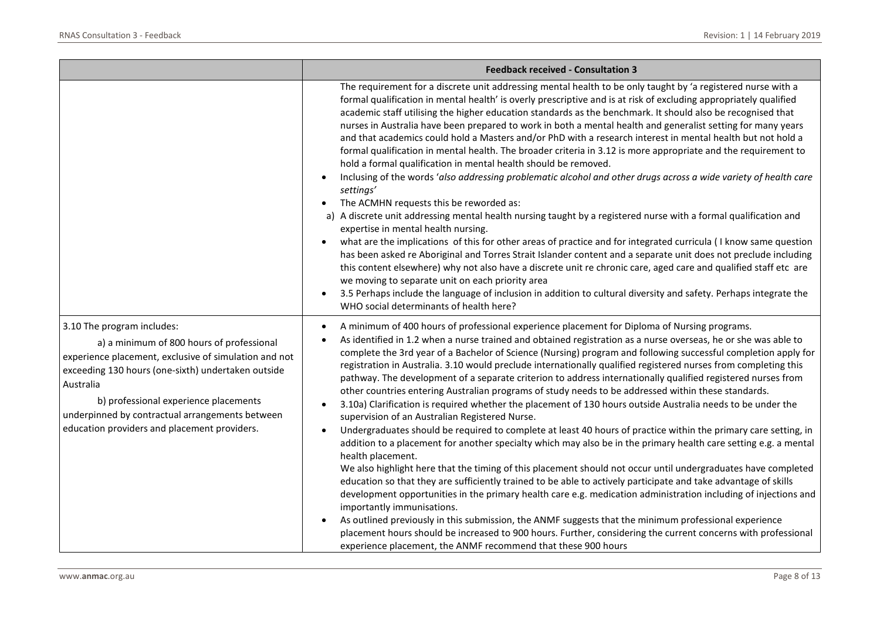| | Feedback received - Consultation 3 |
|---|---|
| | The requirement for a discrete unit addressing mental health to be only taught by 'a registered nurse with a formal qualification in mental health' is overly prescriptive and is at risk of excluding appropriately qualified academic staff utilising the higher education standards as the benchmark. It should also be recognised that nurses in Australia have been prepared to work in both a mental health and generalist setting for many years and that academics could hold a Masters and/or PhD with a research interest in mental health but not hold a formal qualification in mental health. The broader criteria in 3.12 is more appropriate and the requirement to hold a formal qualification in mental health should be removed.<br>• Inclusing of the words '*also addressing problematic alcohol and other drugs across a wide variety of health care settings'*<br>• The ACMHN requests this be reworded as:<br>a) A discrete unit addressing mental health nursing taught by a registered nurse with a formal qualification and expertise in mental health nursing.<br>• what are the implications of this for other areas of practice and for integrated curricula ( I know same question has been asked re Aboriginal and Torres Strait Islander content and a separate unit does not preclude including this content elsewhere) why not also have a discrete unit re chronic care, aged care and qualified staff etc are we moving to separate unit on each priority area<br>• 3.5 Perhaps include the language of inclusion in addition to cultural diversity and safety. Perhaps integrate the WHO social determinants of health here? |
| 3.10 The program includes:<br>a) a minimum of 800 hours of professional experience placement, exclusive of simulation and not exceeding 130 hours (one-sixth) undertaken outside Australia<br>b) professional experience placements underpinned by contractual arrangements between education providers and placement providers. | • A minimum of 400 hours of professional experience placement for Diploma of Nursing programs.<br>• As identified in 1.2 when a nurse trained and obtained registration as a nurse overseas, he or she was able to complete the 3rd year of a Bachelor of Science (Nursing) program and following successful completion apply for registration in Australia. 3.10 would preclude internationally qualified registered nurses from completing this pathway. The development of a separate criterion to address internationally qualified registered nurses from other countries entering Australian programs of study needs to be addressed within these standards.<br>• 3.10a) Clarification is required whether the placement of 130 hours outside Australia needs to be under the supervision of an Australian Registered Nurse.<br>• Undergraduates should be required to complete at least 40 hours of practice within the primary care setting, in addition to a placement for another specialty which may also be in the primary health care setting e.g. a mental health placement.<br>We also highlight here that the timing of this placement should not occur until undergraduates have completed education so that they are sufficiently trained to be able to actively participate and take advantage of skills development opportunities in the primary health care e.g. medication administration including of injections and importantly immunisations.<br>• As outlined previously in this submission, the ANMF suggests that the minimum professional experience placement hours should be increased to 900 hours. Further, considering the current concerns with professional experience placement, the ANMF recommend that these 900 hours |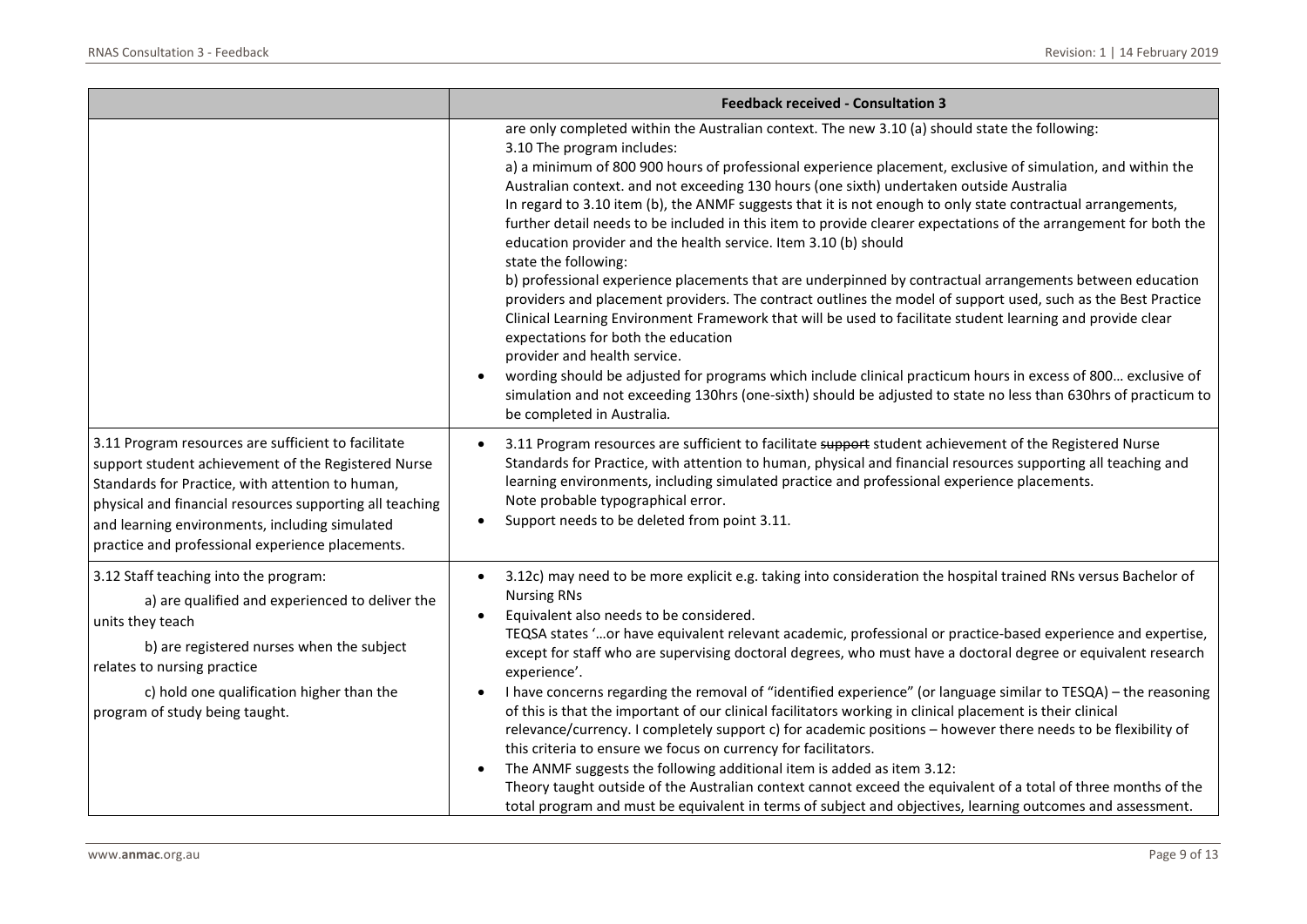| | Feedback received - Consultation 3 |
|---|---|
| | are only completed within the Australian context. The new 3.10 (a) should state the following:<br>3.10 The program includes:<br>a) a minimum of 800 900 hours of professional experience placement, exclusive of simulation, and within the Australian context. and not exceeding 130 hours (one sixth) undertaken outside Australia<br>In regard to 3.10 item (b), the ANMF suggests that it is not enough to only state contractual arrangements, further detail needs to be included in this item to provide clearer expectations of the arrangement for both the education provider and the health service. Item 3.10 (b) should state the following:<br>b) professional experience placements that are underpinned by contractual arrangements between education providers and placement providers. The contract outlines the model of support used, such as the Best Practice Clinical Learning Environment Framework that will be used to facilitate student learning and provide clear expectations for both the education provider and health service.<br>• wording should be adjusted for programs which include clinical practicum hours in excess of 800… exclusive of simulation and not exceeding 130hrs (one-sixth) should be adjusted to state no less than 630hrs of practicum to be completed in Australia. |
| 3.11 Program resources are sufficient to facilitate support student achievement of the Registered Nurse Standards for Practice, with attention to human, physical and financial resources supporting all teaching and learning environments, including simulated practice and professional experience placements. | • 3.11 Program resources are sufficient to facilitate ~~support~~ student achievement of the Registered Nurse Standards for Practice, with attention to human, physical and financial resources supporting all teaching and learning environments, including simulated practice and professional experience placements.<br>Note probable typographical error.<br>• Support needs to be deleted from point 3.11. |
| 3.12 Staff teaching into the program:<br>a) are qualified and experienced to deliver the units they teach<br>b) are registered nurses when the subject relates to nursing practice<br>c) hold one qualification higher than the program of study being taught. | • 3.12c) may need to be more explicit e.g. taking into consideration the hospital trained RNs versus Bachelor of Nursing RNs<br>• Equivalent also needs to be considered.<br>TEQSA states '…or have equivalent relevant academic, professional or practice-based experience and expertise, except for staff who are supervising doctoral degrees, who must have a doctoral degree or equivalent research experience'.<br>• I have concerns regarding the removal of "identified experience" (or language similar to TESQA) – the reasoning of this is that the important of our clinical facilitators working in clinical placement is their clinical relevance/currency. I completely support c) for academic positions – however there needs to be flexibility of this criteria to ensure we focus on currency for facilitators.<br>• The ANMF suggests the following additional item is added as item 3.12:<br>Theory taught outside of the Australian context cannot exceed the equivalent of a total of three months of the total program and must be equivalent in terms of subject and objectives, learning outcomes and assessment. |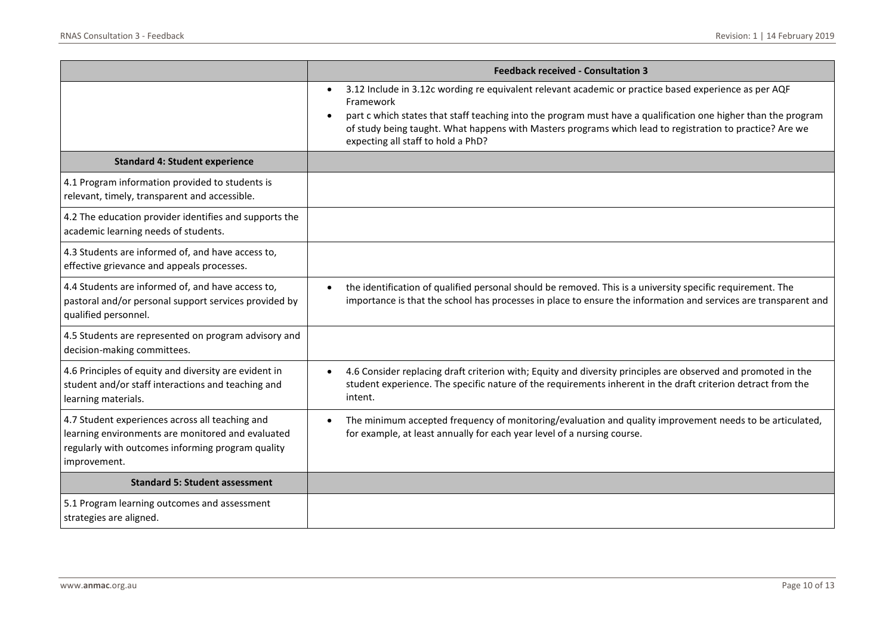| | Feedback received - Consultation 3 |
|---|---|
| | • 3.12 Include in 3.12c wording re equivalent relevant academic or practice based experience as per AQF Framework<br>• part c which states that staff teaching into the program must have a qualification one higher than the program of study being taught. What happens with Masters programs which lead to registration to practice? Are we expecting all staff to hold a PhD? |
| **Standard 4: Student experience** | |
| 4.1 Program information provided to students is relevant, timely, transparent and accessible. | |
| 4.2 The education provider identifies and supports the academic learning needs of students. | |
| 4.3 Students are informed of, and have access to, effective grievance and appeals processes. | |
| 4.4 Students are informed of, and have access to, pastoral and/or personal support services provided by qualified personnel. | • the identification of qualified personal should be removed. This is a university specific requirement. The importance is that the school has processes in place to ensure the information and services are transparent and |
| 4.5 Students are represented on program advisory and decision-making committees. | |
| 4.6 Principles of equity and diversity are evident in student and/or staff interactions and teaching and learning materials. | • 4.6 Consider replacing draft criterion with; Equity and diversity principles are observed and promoted in the student experience. The specific nature of the requirements inherent in the draft criterion detract from the intent. |
| 4.7 Student experiences across all teaching and learning environments are monitored and evaluated regularly with outcomes informing program quality improvement. | • The minimum accepted frequency of monitoring/evaluation and quality improvement needs to be articulated, for example, at least annually for each year level of a nursing course. |
| **Standard 5: Student assessment** | |
| 5.1 Program learning outcomes and assessment strategies are aligned. | |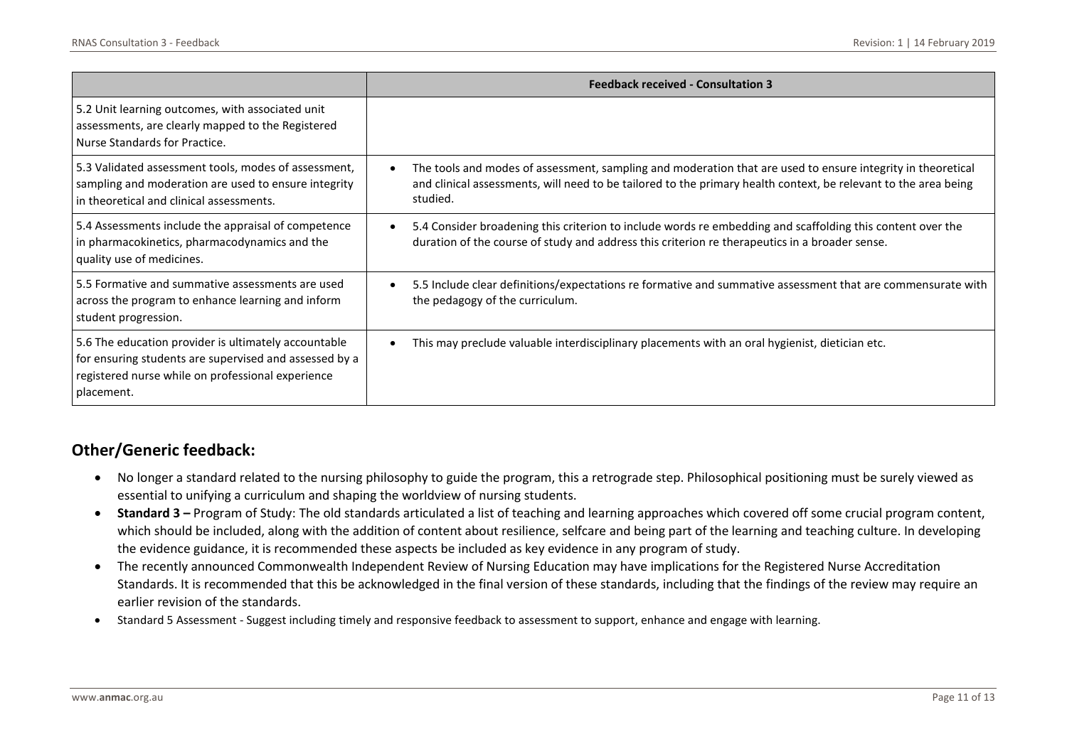| | Feedback received - Consultation 3 |
|---|---|
| 5.2 Unit learning outcomes, with associated unit assessments, are clearly mapped to the Registered Nurse Standards for Practice. | |
| 5.3 Validated assessment tools, modes of assessment, sampling and moderation are used to ensure integrity in theoretical and clinical assessments. | • The tools and modes of assessment, sampling and moderation that are used to ensure integrity in theoretical and clinical assessments, will need to be tailored to the primary health context, be relevant to the area being studied. |
| 5.4 Assessments include the appraisal of competence in pharmacokinetics, pharmacodynamics and the quality use of medicines. | • 5.4 Consider broadening this criterion to include words re embedding and scaffolding this content over the duration of the course of study and address this criterion re therapeutics in a broader sense. |
| 5.5 Formative and summative assessments are used across the program to enhance learning and inform student progression. | • 5.5 Include clear definitions/expectations re formative and summative assessment that are commensurate with the pedagogy of the curriculum. |
| 5.6 The education provider is ultimately accountable for ensuring students are supervised and assessed by a registered nurse while on professional experience placement. | • This may preclude valuable interdisciplinary placements with an oral hygienist, dietician etc. |

## Other/Generic feedback:

- No longer a standard related to the nursing philosophy to guide the program, this a retrograde step. Philosophical positioning must be surely viewed as essential to unifying a curriculum and shaping the worldview of nursing students.
- **Standard 3 –** Program of Study: The old standards articulated a list of teaching and learning approaches which covered off some crucial program content, which should be included, along with the addition of content about resilience, selfcare and being part of the learning and teaching culture. In developing the evidence guidance, it is recommended these aspects be included as key evidence in any program of study.
- The recently announced Commonwealth Independent Review of Nursing Education may have implications for the Registered Nurse Accreditation Standards. It is recommended that this be acknowledged in the final version of these standards, including that the findings of the review may require an earlier revision of the standards.
- Standard 5 Assessment - Suggest including timely and responsive feedback to assessment to support, enhance and engage with learning.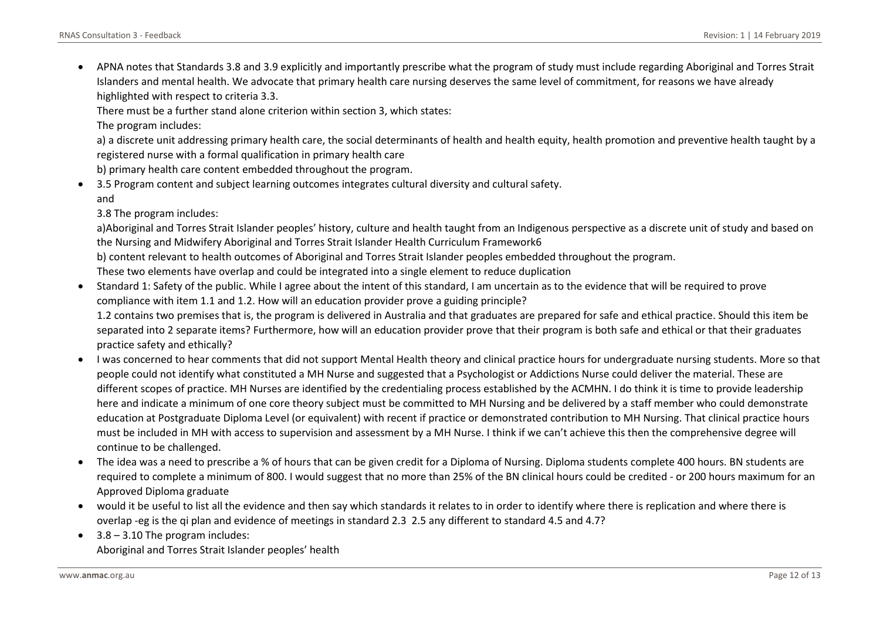- APNA notes that Standards 3.8 and 3.9 explicitly and importantly prescribe what the program of study must include regarding Aboriginal and Torres Strait Islanders and mental health. We advocate that primary health care nursing deserves the same level of commitment, for reasons we have already highlighted with respect to criteria 3.3.

  There must be a further stand alone criterion within section 3, which states:

  The program includes:

  a) a discrete unit addressing primary health care, the social determinants of health and health equity, health promotion and preventive health taught by a registered nurse with a formal qualification in primary health care

  b) primary health care content embedded throughout the program.

- 3.5 Program content and subject learning outcomes integrates cultural diversity and cultural safety.

  and

  3.8 The program includes:

  a)Aboriginal and Torres Strait Islander peoples' history, culture and health taught from an Indigenous perspective as a discrete unit of study and based on the Nursing and Midwifery Aboriginal and Torres Strait Islander Health Curriculum Framework6

  b) content relevant to health outcomes of Aboriginal and Torres Strait Islander peoples embedded throughout the program.

  These two elements have overlap and could be integrated into a single element to reduce duplication

- Standard 1: Safety of the public. While I agree about the intent of this standard, I am uncertain as to the evidence that will be required to prove compliance with item 1.1 and 1.2. How will an education provider prove a guiding principle?

  1.2 contains two premises that is, the program is delivered in Australia and that graduates are prepared for safe and ethical practice. Should this item be separated into 2 separate items? Furthermore, how will an education provider prove that their program is both safe and ethical or that their graduates practice safety and ethically?

- I was concerned to hear comments that did not support Mental Health theory and clinical practice hours for undergraduate nursing students. More so that people could not identify what constituted a MH Nurse and suggested that a Psychologist or Addictions Nurse could deliver the material. These are different scopes of practice. MH Nurses are identified by the credentialing process established by the ACMHN. I do think it is time to provide leadership here and indicate a minimum of one core theory subject must be committed to MH Nursing and be delivered by a staff member who could demonstrate education at Postgraduate Diploma Level (or equivalent) with recent if practice or demonstrated contribution to MH Nursing. That clinical practice hours must be included in MH with access to supervision and assessment by a MH Nurse. I think if we can't achieve this then the comprehensive degree will continue to be challenged.

- The idea was a need to prescribe a % of hours that can be given credit for a Diploma of Nursing. Diploma students complete 400 hours. BN students are required to complete a minimum of 800. I would suggest that no more than 25% of the BN clinical hours could be credited - or 200 hours maximum for an Approved Diploma graduate

- would it be useful to list all the evidence and then say which standards it relates to in order to identify where there is replication and where there is overlap -eg is the qi plan and evidence of meetings in standard 2.3 2.5 any different to standard 4.5 and 4.7?

- 3.8 – 3.10 The program includes:

  Aboriginal and Torres Strait Islander peoples' health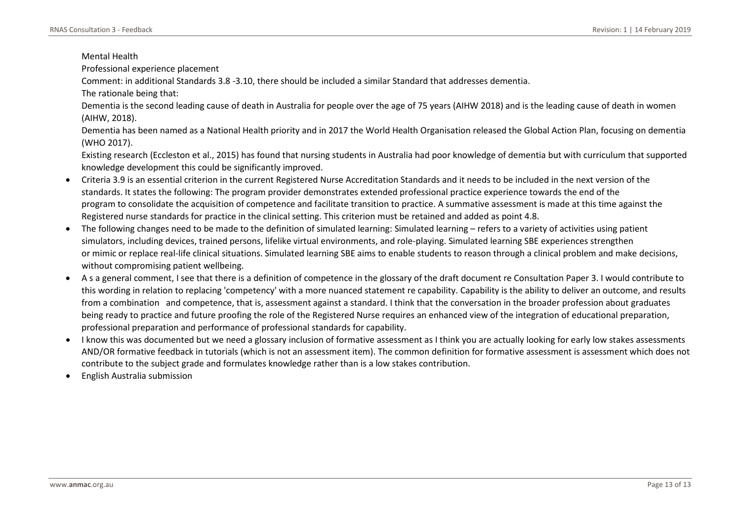Mental Health

Professional experience placement

Comment: in additional Standards 3.8 -3.10, there should be included a similar Standard that addresses dementia.

The rationale being that:

Dementia is the second leading cause of death in Australia for people over the age of 75 years (AIHW 2018) and is the leading cause of death in women (AIHW, 2018).

Dementia has been named as a National Health priority and in 2017 the World Health Organisation released the Global Action Plan, focusing on dementia (WHO 2017).

Existing research (Eccleston et al., 2015) has found that nursing students in Australia had poor knowledge of dementia but with curriculum that supported knowledge development this could be significantly improved.

- Criteria 3.9 is an essential criterion in the current Registered Nurse Accreditation Standards and it needs to be included in the next version of the standards. It states the following: The program provider demonstrates extended professional practice experience towards the end of the program to consolidate the acquisition of competence and facilitate transition to practice. A summative assessment is made at this time against the Registered nurse standards for practice in the clinical setting. This criterion must be retained and added as point 4.8.
- The following changes need to be made to the definition of simulated learning: Simulated learning – refers to a variety of activities using patient simulators, including devices, trained persons, lifelike virtual environments, and role-playing. Simulated learning SBE experiences strengthen or mimic or replace real-life clinical situations. Simulated learning SBE aims to enable students to reason through a clinical problem and make decisions, without compromising patient wellbeing.
- A s a general comment, I see that there is a definition of competence in the glossary of the draft document re Consultation Paper 3. I would contribute to this wording in relation to replacing 'competency' with a more nuanced statement re capability. Capability is the ability to deliver an outcome, and results from a combination and competence, that is, assessment against a standard. I think that the conversation in the broader profession about graduates being ready to practice and future proofing the role of the Registered Nurse requires an enhanced view of the integration of educational preparation, professional preparation and performance of professional standards for capability.
- I know this was documented but we need a glossary inclusion of formative assessment as I think you are actually looking for early low stakes assessments AND/OR formative feedback in tutorials (which is not an assessment item). The common definition for formative assessment is assessment which does not contribute to the subject grade and formulates knowledge rather than is a low stakes contribution.
- English Australia submission